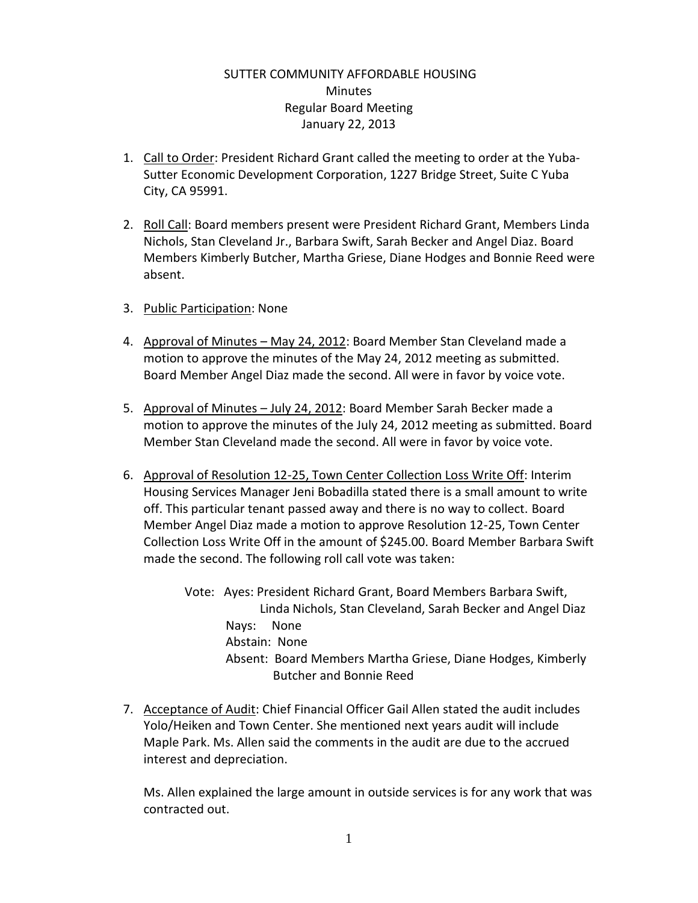SUTTER COMMUNITY AFFORDABLE HOUSING
Minutes
Regular Board Meeting
January 22, 2013

1. Call to Order: President Richard Grant called the meeting to order at the Yuba-Sutter Economic Development Corporation, 1227 Bridge Street, Suite C Yuba City, CA 95991.

2. Roll Call: Board members present were President Richard Grant, Members Linda Nichols, Stan Cleveland Jr., Barbara Swift, Sarah Becker and Angel Diaz. Board Members Kimberly Butcher, Martha Griese, Diane Hodges and Bonnie Reed were absent.

3. Public Participation: None

4. Approval of Minutes – May 24, 2012: Board Member Stan Cleveland made a motion to approve the minutes of the May 24, 2012 meeting as submitted. Board Member Angel Diaz made the second. All were in favor by voice vote.

5. Approval of Minutes – July 24, 2012: Board Member Sarah Becker made a motion to approve the minutes of the July 24, 2012 meeting as submitted. Board Member Stan Cleveland made the second. All were in favor by voice vote.

6. Approval of Resolution 12-25, Town Center Collection Loss Write Off: Interim Housing Services Manager Jeni Bobadilla stated there is a small amount to write off. This particular tenant passed away and there is no way to collect. Board Member Angel Diaz made a motion to approve Resolution 12-25, Town Center Collection Loss Write Off in the amount of $245.00. Board Member Barbara Swift made the second. The following roll call vote was taken:

   Vote: Ayes: President Richard Grant, Board Members Barbara Swift, Linda Nichols, Stan Cleveland, Sarah Becker and Angel Diaz
   Nays: None
   Abstain: None
   Absent: Board Members Martha Griese, Diane Hodges, Kimberly Butcher and Bonnie Reed

7. Acceptance of Audit: Chief Financial Officer Gail Allen stated the audit includes Yolo/Heiken and Town Center. She mentioned next years audit will include Maple Park. Ms. Allen said the comments in the audit are due to the accrued interest and depreciation.

   Ms. Allen explained the large amount in outside services is for any work that was contracted out.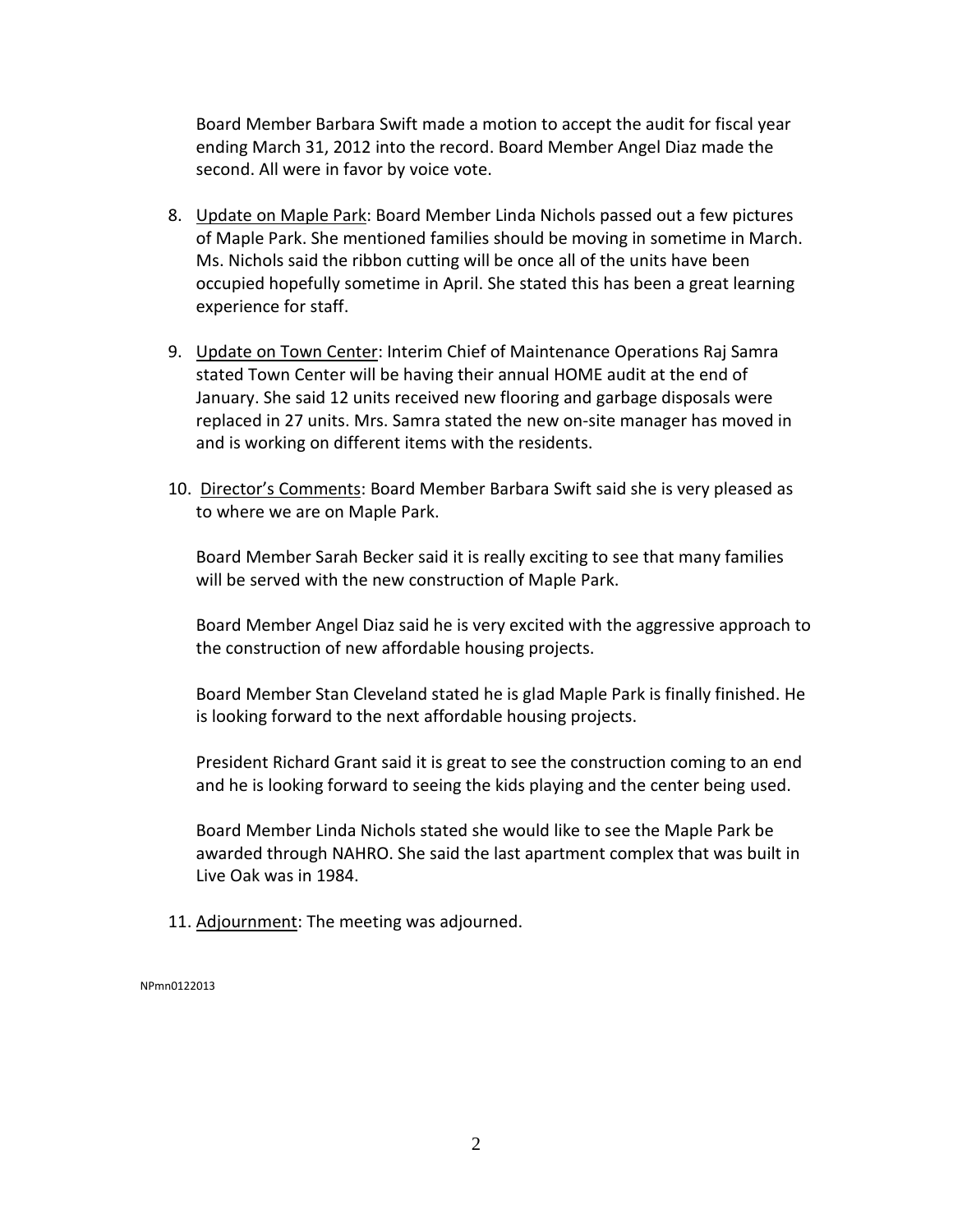Board Member Barbara Swift made a motion to accept the audit for fiscal year ending March 31, 2012 into the record. Board Member Angel Diaz made the second. All were in favor by voice vote.

8. <u>Update on Maple Park</u>: Board Member Linda Nichols passed out a few pictures of Maple Park. She mentioned families should be moving in sometime in March. Ms. Nichols said the ribbon cutting will be once all of the units have been occupied hopefully sometime in April. She stated this has been a great learning experience for staff.

9. <u>Update on Town Center</u>: Interim Chief of Maintenance Operations Raj Samra stated Town Center will be having their annual HOME audit at the end of January. She said 12 units received new flooring and garbage disposals were replaced in 27 units. Mrs. Samra stated the new on-site manager has moved in and is working on different items with the residents.

10. <u>Director's Comments</u>: Board Member Barbara Swift said she is very pleased as to where we are on Maple Park.

    Board Member Sarah Becker said it is really exciting to see that many families will be served with the new construction of Maple Park.

    Board Member Angel Diaz said he is very excited with the aggressive approach to the construction of new affordable housing projects.

    Board Member Stan Cleveland stated he is glad Maple Park is finally finished. He is looking forward to the next affordable housing projects.

    President Richard Grant said it is great to see the construction coming to an end and he is looking forward to seeing the kids playing and the center being used.

    Board Member Linda Nichols stated she would like to see the Maple Park be awarded through NAHRO. She said the last apartment complex that was built in Live Oak was in 1984.

11. <u>Adjournment</u>: The meeting was adjourned.

NPmn0122013